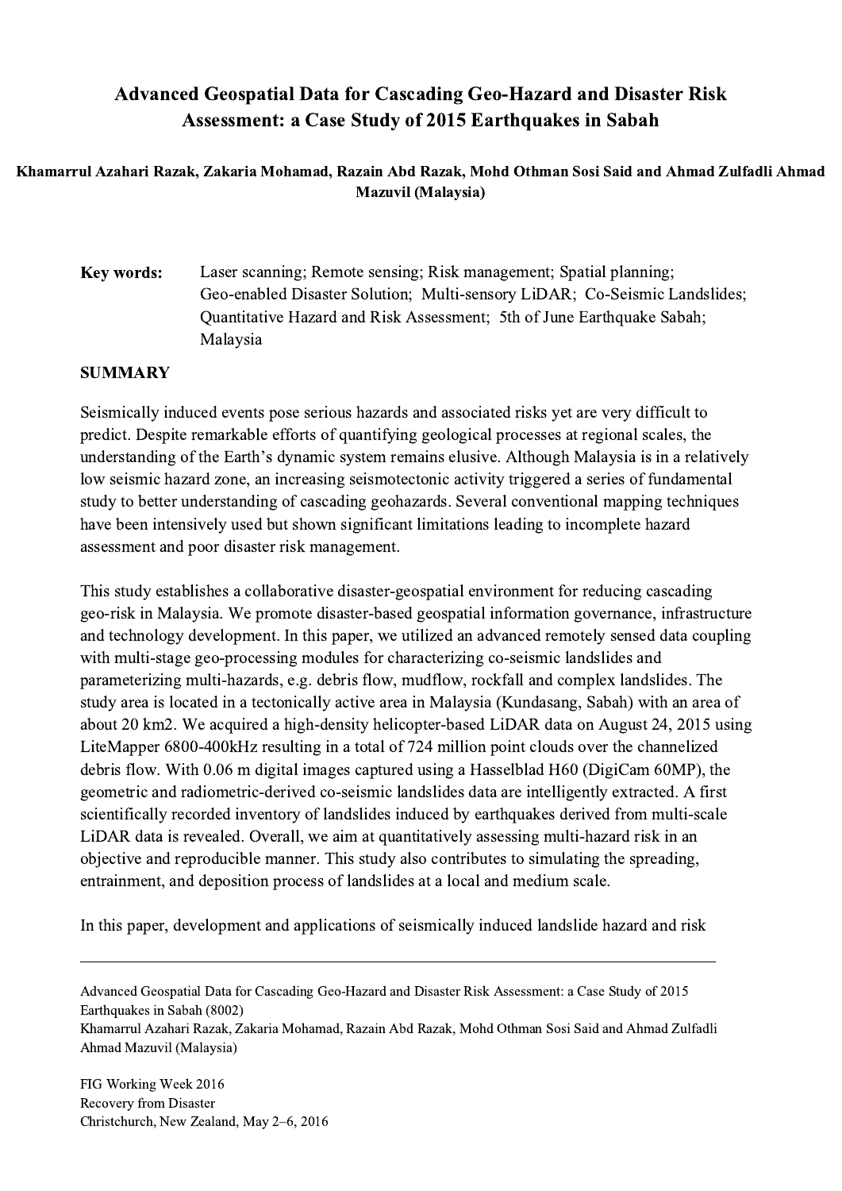# Advanced Geospatial Data for Cascading Geo-Hazard and Disaster Risk Assessment: a Case Study of 2015 Earthquakes in Sabah

**Khamarrul Azahari Razak, Zakaria Mohamad, Razain Abd Razak, Mohd Othman Sosi Said and Ahmad Zulfadli Ahmad Mazuvil (Malaysia)**

**Key words:** Laser scanning; Remote sensing; Risk management; Spatial planning; Geo-enabled Disaster Solution; Multi-sensory LiDAR; Co-Seismic Landslides; Quantitative Hazard and Risk Assessment; 5th of June Earthquake Sabah; Malaysia

## SUMMARY

Seismically induced events pose serious hazards and associated risks yet are very difficult to predict. Despite remarkable efforts of quantifying geological processes at regional scales, the understanding of the Earth's dynamic system remains elusive. Although Malaysia is in a relatively low seismic hazard zone, an increasing seismotectonic activity triggered a series of fundamental study to better understanding of cascading geohazards. Several conventional mapping techniques have been intensively used but shown significant limitations leading to incomplete hazard assessment and poor disaster risk management.

This study establishes a collaborative disaster-geospatial environment for reducing cascading geo-risk in Malaysia. We promote disaster-based geospatial information governance, infrastructure and technology development. In this paper, we utilized an advanced remotely sensed data coupling with multi-stage geo-processing modules for characterizing co-seismic landslides and parameterizing multi-hazards, e.g. debris flow, mudflow, rockfall and complex landslides. The study area is located in a tectonically active area in Malaysia (Kundasang, Sabah) with an area of about 20 km2. We acquired a high-density helicopter-based LiDAR data on August 24, 2015 using LiteMapper 6800-400kHz resulting in a total of 724 million point clouds over the channelized debris flow. With 0.06 m digital images captured using a Hasselblad H60 (DigiCam 60MP), the geometric and radiometric-derived co-seismic landslides data are intelligently extracted. A first scientifically recorded inventory of landslides induced by earthquakes derived from multi-scale LiDAR data is revealed. Overall, we aim at quantitatively assessing multi-hazard risk in an objective and reproducible manner. This study also contributes to simulating the spreading, entrainment, and deposition process of landslides at a local and medium scale.

In this paper, development and applications of seismically induced landslide hazard and risk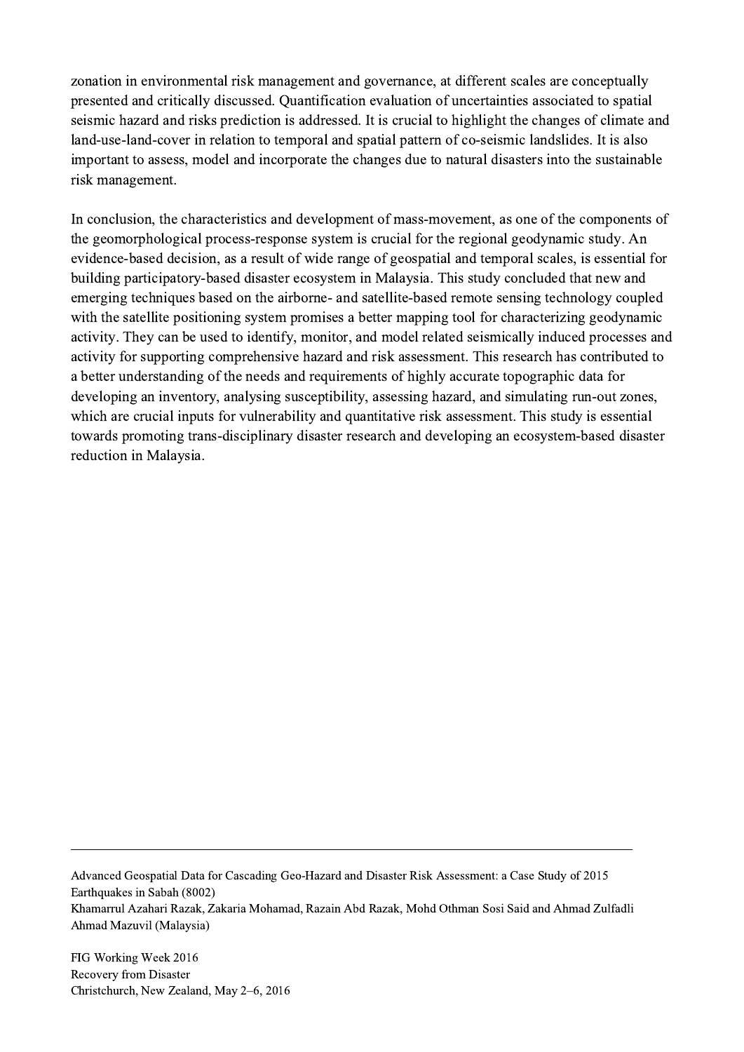zonation in environmental risk management and governance, at different scales are conceptually presented and critically discussed. Quantification evaluation of uncertainties associated to spatial seismic hazard and risks prediction is addressed. It is crucial to highlight the changes of climate and land-use-land-cover in relation to temporal and spatial pattern of co-seismic landslides. It is also important to assess, model and incorporate the changes due to natural disasters into the sustainable risk management.

In conclusion, the characteristics and development of mass-movement, as one of the components of the geomorphological process-response system is crucial for the regional geodynamic study. An evidence-based decision, as a result of wide range of geospatial and temporal scales, is essential for building participatory-based disaster ecosystem in Malaysia. This study concluded that new and emerging techniques based on the airborne- and satellite-based remote sensing technology coupled with the satellite positioning system promises a better mapping tool for characterizing geodynamic activity. They can be used to identify, monitor, and model related seismically induced processes and activity for supporting comprehensive hazard and risk assessment. This research has contributed to a better understanding of the needs and requirements of highly accurate topographic data for developing an inventory, analysing susceptibility, assessing hazard, and simulating run-out zones, which are crucial inputs for vulnerability and quantitative risk assessment. This study is essential towards promoting trans-disciplinary disaster research and developing an ecosystem-based disaster reduction in Malaysia.